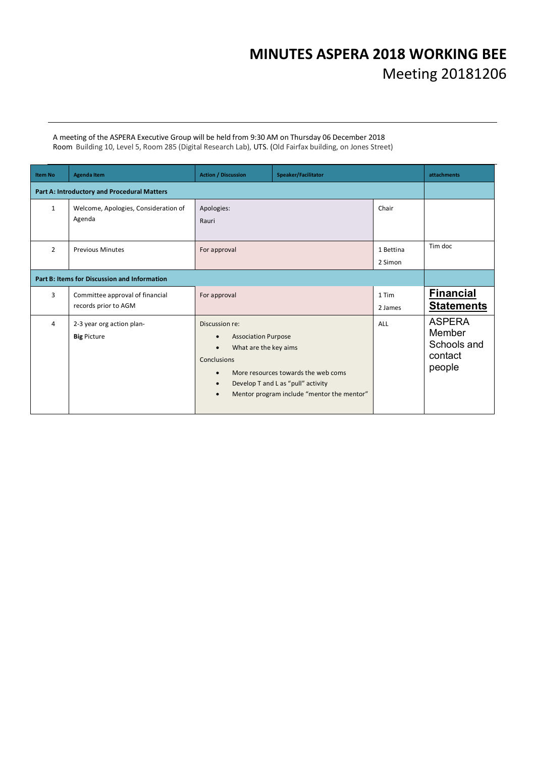# MINUTES ASPERA 2018 WORKING BEE

## Meeting 20181206

A meeting of the ASPERA Executive Group will be held from 9:30 AM on Thursday 06 December 2018
Room Building 10, Level 5, Room 285 (Digital Research Lab), UTS. (Old Fairfax building, on Jones Street)

| Item No | Agenda Item | Action / Discussion | Speaker/Facilitator | attachments |
|---|---|---|---|---|
| **Part A: Introductory and Procedural Matters** | | | | |
| 1 | Welcome, Apologies, Consideration of Agenda | Apologies:<br>Rauri | Chair | |
| 2 | Previous Minutes | For approval | 1 Bettina<br>2 Simon | Tim doc |
| **Part B: Items for Discussion and Information** | | | | |
| 3 | Committee approval of financial records prior to AGM | For approval | 1 Tim<br>2 James | **Financial Statements** |
| 4 | 2-3 year org action plan- **Big** Picture | Discussion re:<br>• Association Purpose<br>• What are the key aims<br>Conclusions<br>• More resources towards the web coms<br>• Develop T and L as "pull" activity<br>• Mentor program include "mentor the mentor" | ALL | ASPERA Member Schools and contact people |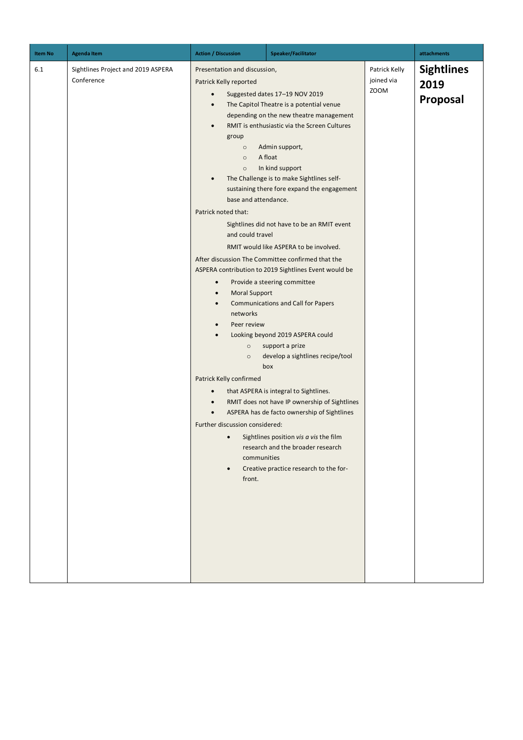| Item No | Agenda Item | Action / Discussion | Speaker/Facilitator | attachments |
|---|---|---|---|---|
| 6.1 | Sightlines Project and 2019 ASPERA Conference | Presentation and discussion,<br><br>Patrick Kelly reported<br>• Suggested dates 17–19 NOV 2019<br>• The Capitol Theatre is a potential venue depending on the new theatre management<br>• RMIT is enthusiastic via the Screen Cultures group<br>  ○ Admin support,<br>  ○ A float<br>  ○ In kind support<br>• The Challenge is to make Sightlines self-sustaining there fore expand the engagement base and attendance.<br><br>Patrick noted that:<br>Sightlines did not have to be an RMIT event and could travel<br>RMIT would like ASPERA to be involved.<br><br>After discussion The Committee confirmed that the ASPERA contribution to 2019 Sightlines Event would be<br>• Provide a steering committee<br>• Moral Support<br>• Communications and Call for Papers networks<br>• Peer review<br>• Looking beyond 2019 ASPERA could<br>  ○ support a prize<br>  ○ develop a sightlines recipe/tool box<br><br>Patrick Kelly confirmed<br>• that ASPERA is integral to Sightlines.<br>• RMIT does not have IP ownership of Sightlines<br>• ASPERA has de facto ownership of Sightlines<br><br>Further discussion considered:<br>• Sightlines position *vis a vis* the film research and the broader research communities<br>• Creative practice research to the for-front. | Patrick Kelly joined via ZOOM | **Sightlines 2019 Proposal** |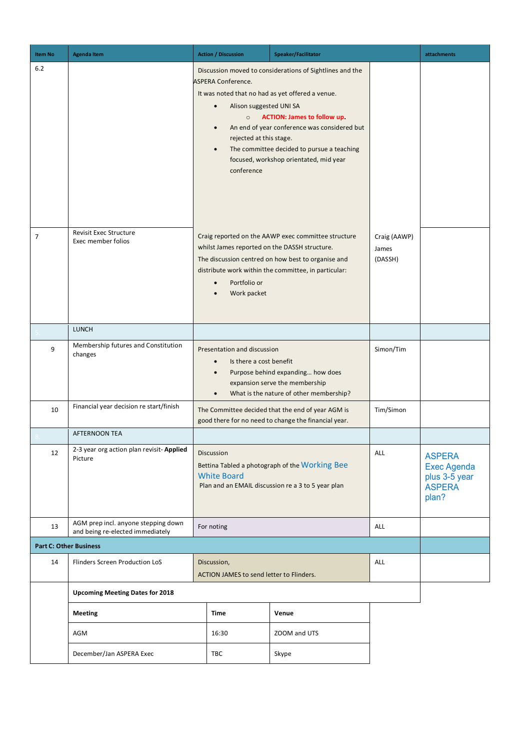| Item No | Agenda Item | Action / Discussion | Speaker/Facilitator | attachments |
|---|---|---|---|---|
| 6.2 | | Discussion moved to considerations of Sightlines and the ASPERA Conference.<br>It was noted that no had as yet offered a venue.<br>• Alison suggested UNI SA<br>  ○ **ACTION: James to follow up**.<br>• An end of year conference was considered but rejected at this stage.<br>• The committee decided to pursue a teaching focused, workshop orientated, mid year conference | | |
| 7 | Revisit Exec Structure<br>Exec member folios | Craig reported on the AAWP exec committee structure whilst James reported on the DASSH structure.<br>The discussion centred on how best to organise and distribute work within the committee, in particular:<br>• Portfolio or<br>• Work packet | Craig (AAWP)<br>James (DASSH) | |
| 5. | LUNCH | | | |
| 9 | Membership futures and Constitution changes | Presentation and discussion<br>• Is there a cost benefit<br>• Purpose behind expanding… how does expansion serve the membership<br>• What is the nature of other membership? | Simon/Tim | |
| 10 | Financial year decision re start/finish | The Committee decided that the end of year AGM is good there for no need to change the financial year. | Tim/Simon | |
| 8. | AFTERNOON TEA | | | |
| 12 | 2-3 year org action plan revisit- **Applied** Picture | Discussion<br>Bettina Tabled a photograph of the Working Bee White Board<br>Plan and an EMAIL discussion re a 3 to 5 year plan | ALL | ASPERA Exec Agenda plus 3-5 year ASPERA plan? |
| 13 | AGM prep incl. anyone stepping down and being re-elected immediately | For noting | ALL | |
| **Part C: Other Business** | | | | |
| 14 | Flinders Screen Production LoS | Discussion,<br>ACTION JAMES to send letter to Flinders. | ALL | |

**Upcoming Meeting Dates for 2018**

| Meeting | Time | Venue |
|---|---|---|
| AGM | 16:30 | ZOOM and UTS |
| December/Jan ASPERA Exec | TBC | Skype |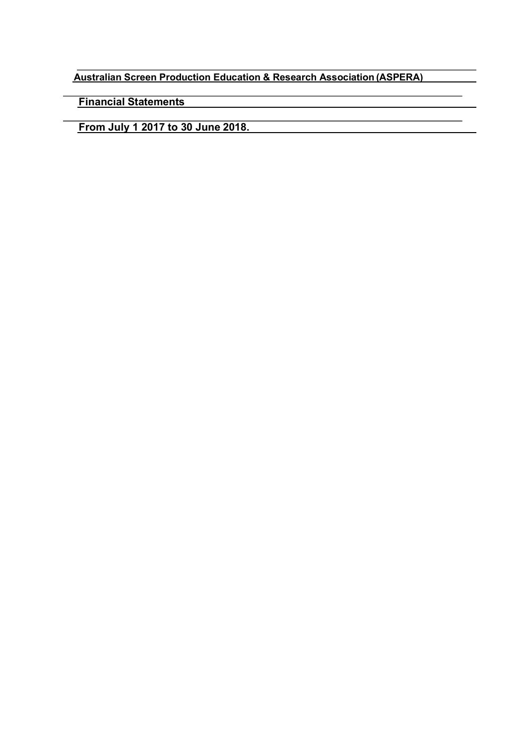**Australian Screen Production Education & Research Association (ASPERA)**

**Financial Statements**

**From July 1 2017 to 30 June 2018.**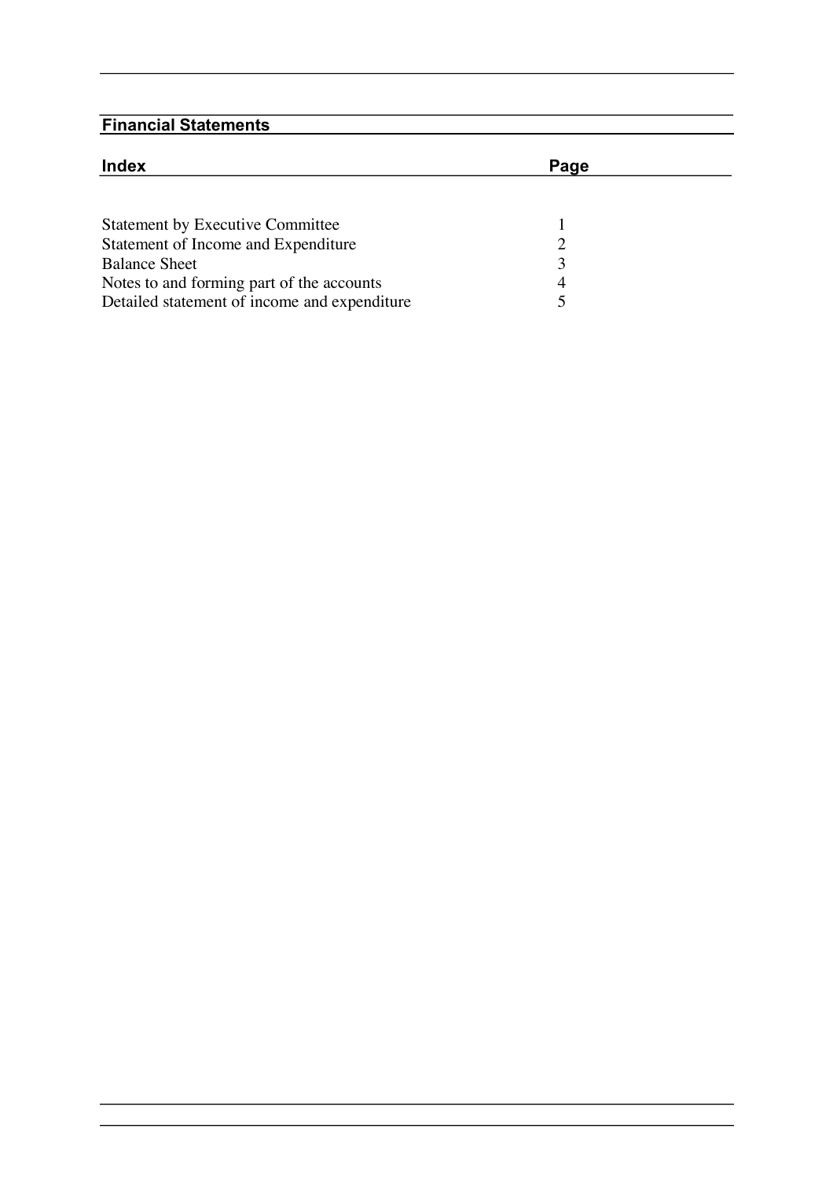## Financial Statements

| Index | Page |
| --- | --- |
| Statement by Executive Committee | 1 |
| Statement of Income and Expenditure | 2 |
| Balance Sheet | 3 |
| Notes to and forming part of the accounts | 4 |
| Detailed statement of income and expenditure | 5 |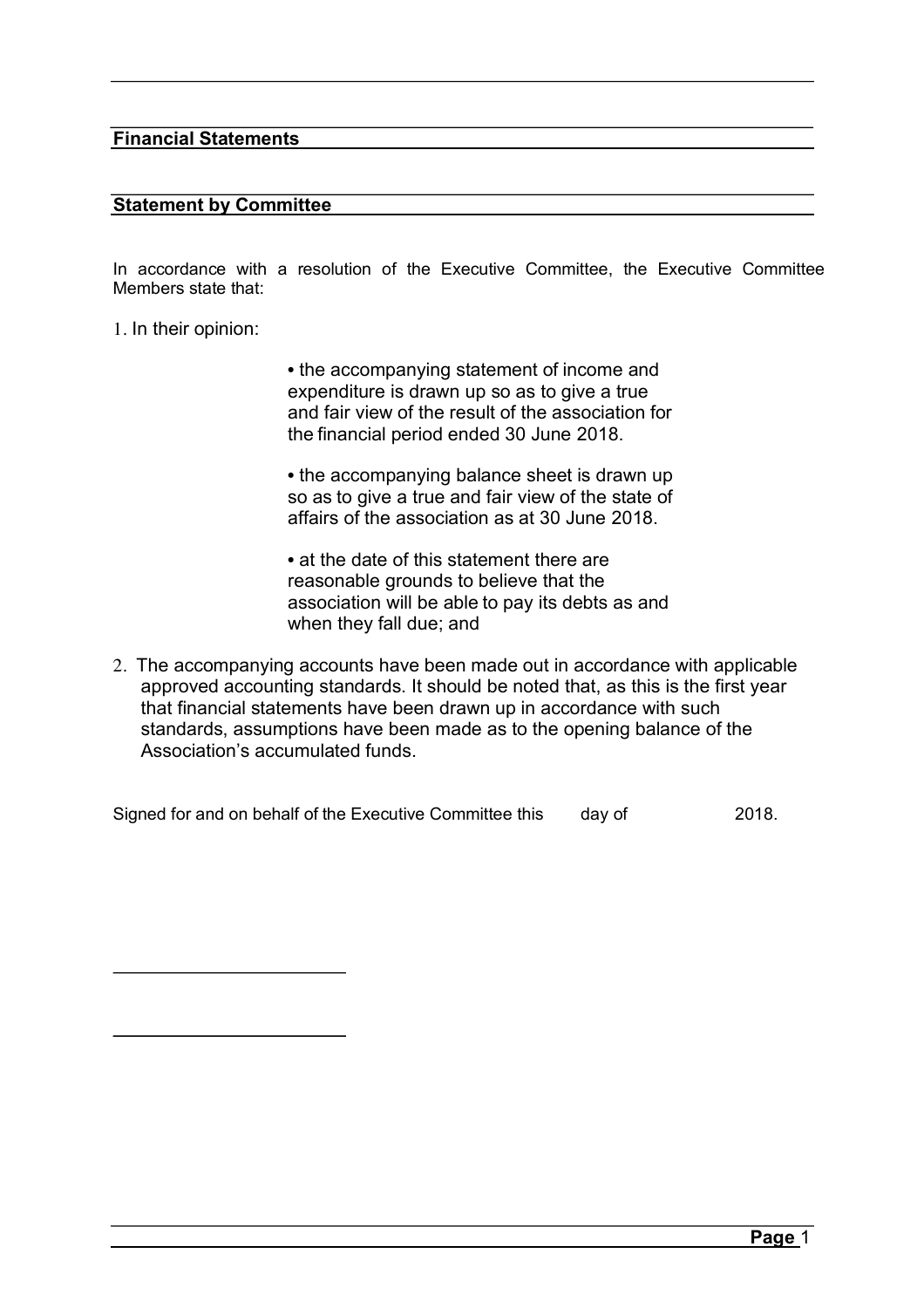## Financial Statements

### Statement by Committee

In accordance with a resolution of the Executive Committee, the Executive Committee Members state that:

1. In their opinion:

   • the accompanying statement of income and expenditure is drawn up so as to give a true and fair view of the result of the association for the financial period ended 30 June 2018.

   • the accompanying balance sheet is drawn up so as to give a true and fair view of the state of affairs of the association as at 30 June 2018.

   • at the date of this statement there are reasonable grounds to believe that the association will be able to pay its debts as and when they fall due; and

2. The accompanying accounts have been made out in accordance with applicable approved accounting standards. It should be noted that, as this is the first year that financial statements have been drawn up in accordance with such standards, assumptions have been made as to the opening balance of the Association's accumulated funds.

Signed for and on behalf of the Executive Committee this day of 2018.

\_\_\_\_\_\_\_\_\_\_\_\_\_\_\_\_\_\_\_\_\_\_\_\_

\_\_\_\_\_\_\_\_\_\_\_\_\_\_\_\_\_\_\_\_\_\_\_\_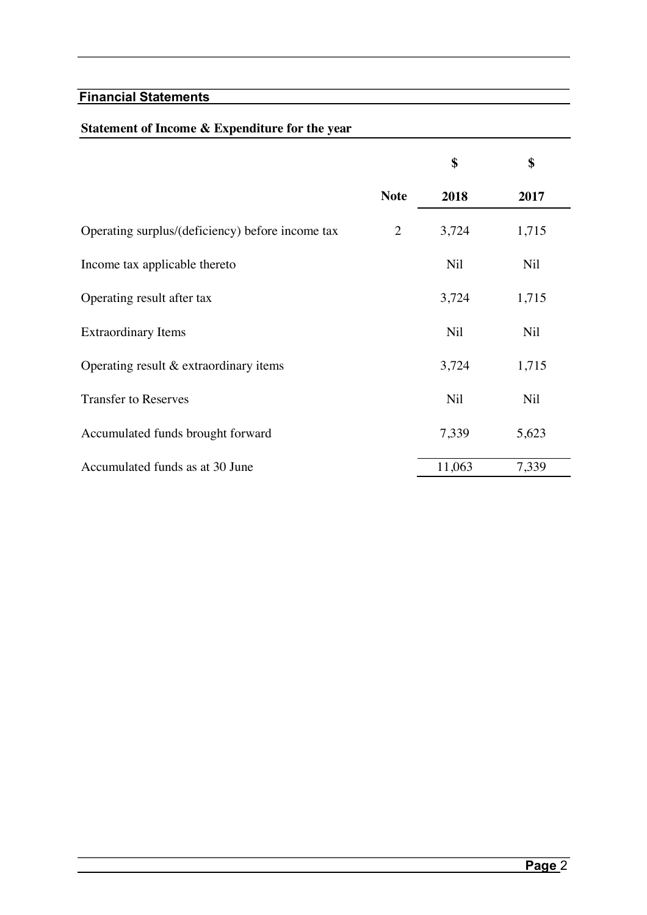## Financial Statements

### Statement of Income & Expenditure for the year

| | Note | $ 2018 | $ 2017 |
|---|---|---|---|
| Operating surplus/(deficiency) before income tax | 2 | 3,724 | 1,715 |
| Income tax applicable thereto | | Nil | Nil |
| Operating result after tax | | 3,724 | 1,715 |
| Extraordinary Items | | Nil | Nil |
| Operating result & extraordinary items | | 3,724 | 1,715 |
| Transfer to Reserves | | Nil | Nil |
| Accumulated funds brought forward | | 7,339 | 5,623 |
| Accumulated funds as at 30 June | | 11,063 | 7,339 |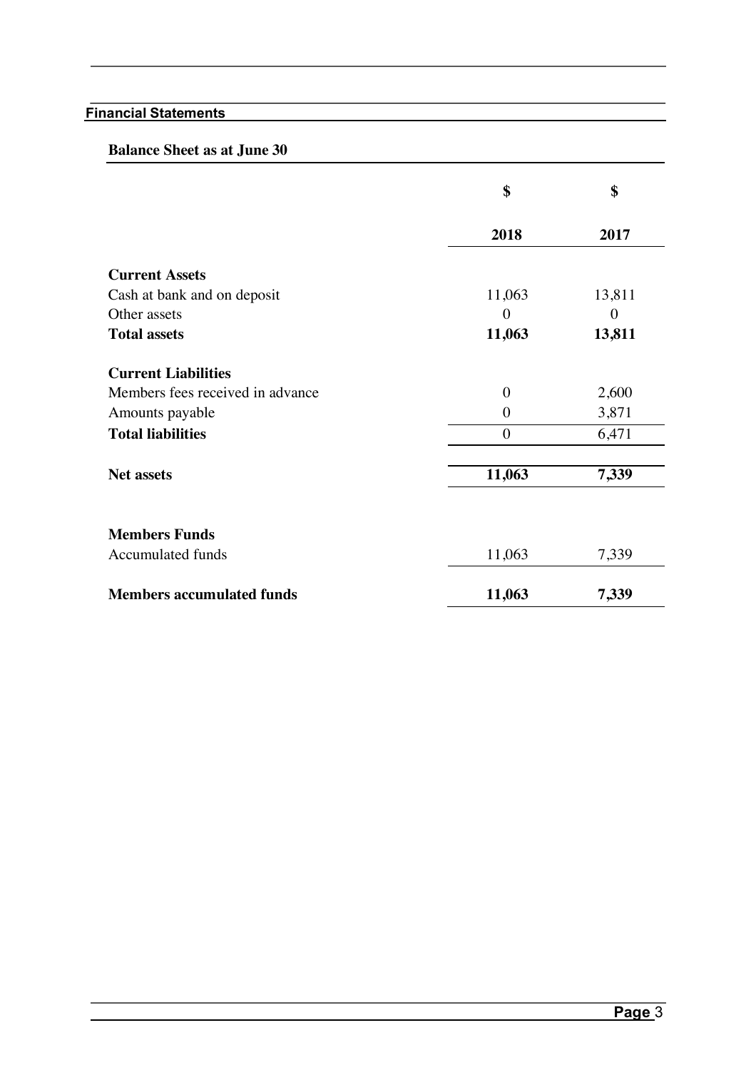## Financial Statements

### Balance Sheet as at June 30

| | $ | $ |
|---|---|---|
| | **2018** | **2017** |
| **Current Assets** | | |
| Cash at bank and on deposit | 11,063 | 13,811 |
| Other assets | 0 | 0 |
| **Total assets** | **11,063** | **13,811** |
| **Current Liabilities** | | |
| Members fees received in advance | 0 | 2,600 |
| Amounts payable | 0 | 3,871 |
| **Total liabilities** | 0 | 6,471 |
| **Net assets** | **11,063** | **7,339** |
| **Members Funds** | | |
| Accumulated funds | 11,063 | 7,339 |
| **Members accumulated funds** | **11,063** | **7,339** |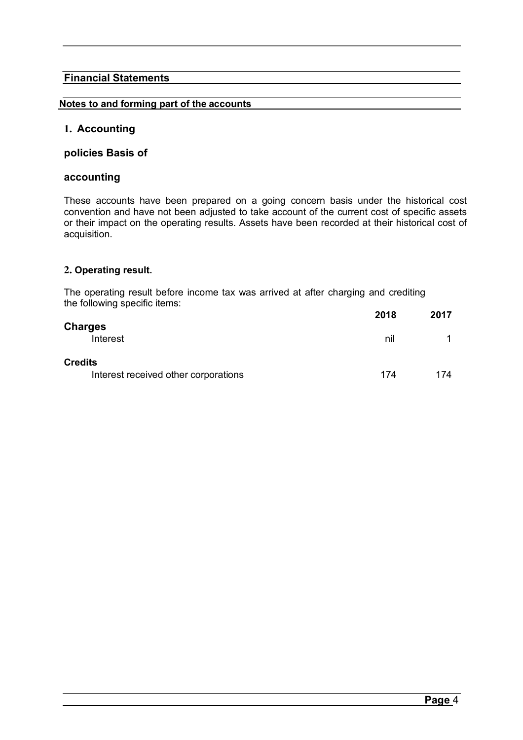## Financial Statements

**Notes to and forming part of the accounts**

### 1. Accounting

### policies Basis of

### accounting

These accounts have been prepared on a going concern basis under the historical cost convention and have not been adjusted to take account of the current cost of specific assets or their impact on the operating results. Assets have been recorded at their historical cost of acquisition.

### 2. Operating result.

The operating result before income tax was arrived at after charging and crediting the following specific items:

| | 2018 | 2017 |
|---|---|---|
| **Charges** | | |
| Interest | nil | 1 |
| **Credits** | | |
| Interest received other corporations | 174 | 174 |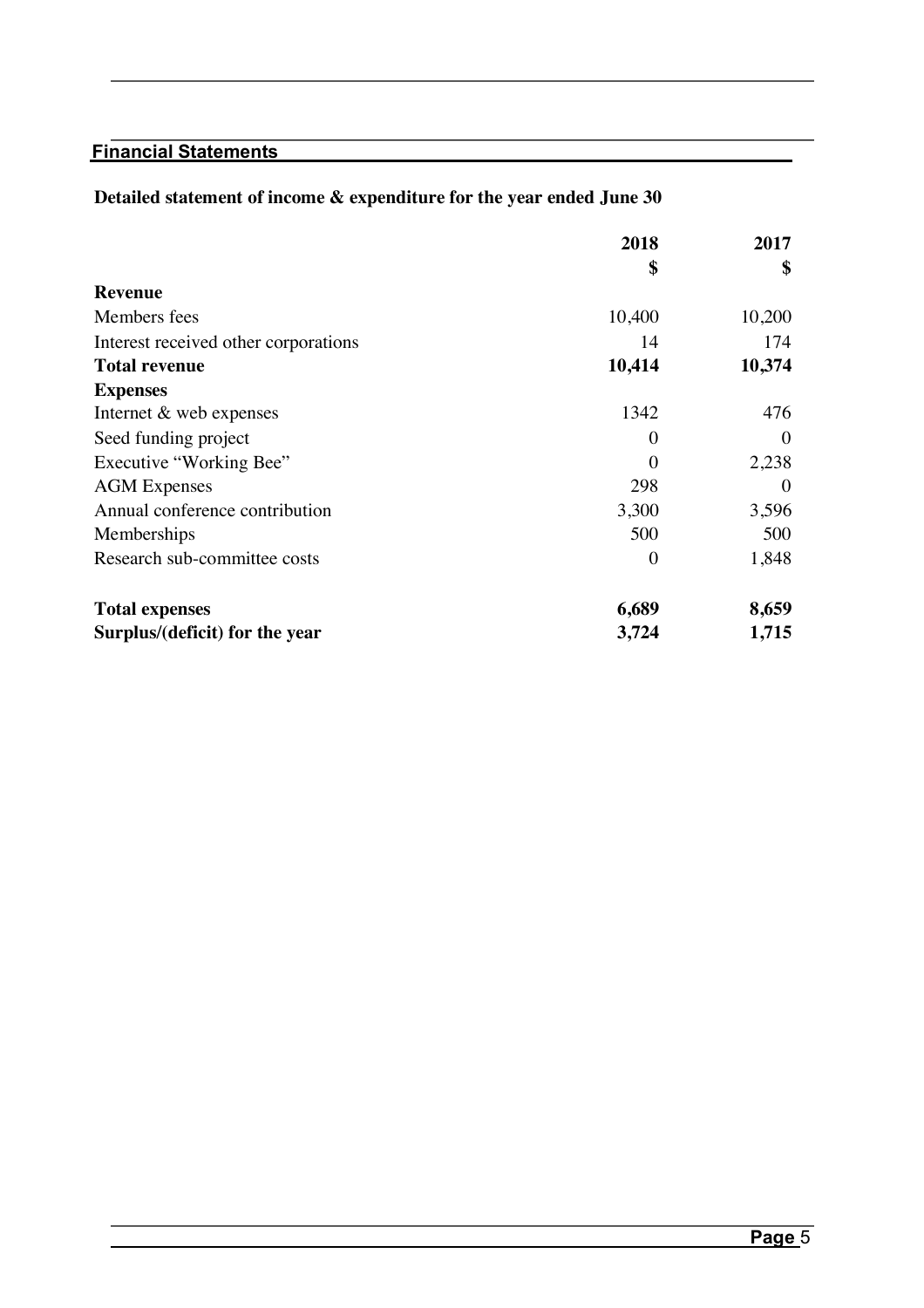## Financial Statements

**Detailed statement of income & expenditure for the year ended June 30**

| | 2018 | 2017 |
|---|---|---|
| | **$** | **$** |
| **Revenue** | | |
| Members fees | 10,400 | 10,200 |
| Interest received other corporations | 14 | 174 |
| **Total revenue** | **10,414** | **10,374** |
| **Expenses** | | |
| Internet & web expenses | 1342 | 476 |
| Seed funding project | 0 | 0 |
| Executive "Working Bee" | 0 | 2,238 |
| AGM Expenses | 298 | 0 |
| Annual conference contribution | 3,300 | 3,596 |
| Memberships | 500 | 500 |
| Research sub-committee costs | 0 | 1,848 |
| **Total expenses** | **6,689** | **8,659** |
| **Surplus/(deficit) for the year** | **3,724** | **1,715** |